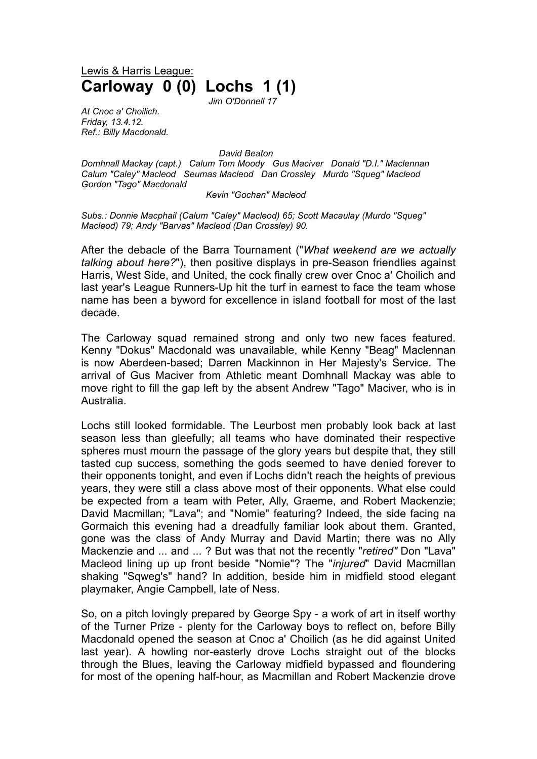Lewis & Harris League:

# Carloway 0 (0) Lochs 1 (1)

*Jim O'Donnell 17*

*At Cnoc a' Choilich.*
*Friday, 13.4.12.*
*Ref.: Billy Macdonald.*

*David Beaton*
*Domhnall Mackay (capt.) Calum Tom Moody Gus Maciver Donald "D.I." Maclennan*
*Calum "Caley" Macleod Seumas Macleod Dan Crossley Murdo "Squeg" Macleod*
*Gordon "Tago" Macdonald*
*Kevin "Gochan" Macleod*

*Subs.: Donnie Macphail (Calum "Caley" Macleod) 65; Scott Macaulay (Murdo "Squeg" Macleod) 79; Andy "Barvas" Macleod (Dan Crossley) 90.*

After the debacle of the Barra Tournament ("*What weekend are we actually talking about here?*"), then positive displays in pre-Season friendlies against Harris, West Side, and United, the cock finally crew over Cnoc a' Choilich and last year's League Runners-Up hit the turf in earnest to face the team whose name has been a byword for excellence in island football for most of the last decade.

The Carloway squad remained strong and only two new faces featured. Kenny "Dokus" Macdonald was unavailable, while Kenny "Beag" Maclennan is now Aberdeen-based; Darren Mackinnon in Her Majesty's Service. The arrival of Gus Maciver from Athletic meant Domhnall Mackay was able to move right to fill the gap left by the absent Andrew "Tago" Maciver, who is in Australia.

Lochs still looked formidable. The Leurbost men probably look back at last season less than gleefully; all teams who have dominated their respective spheres must mourn the passage of the glory years but despite that, they still tasted cup success, something the gods seemed to have denied forever to their opponents tonight, and even if Lochs didn't reach the heights of previous years, they were still a class above most of their opponents. What else could be expected from a team with Peter, Ally, Graeme, and Robert Mackenzie; David Macmillan; "Lava"; and "Nomie" featuring? Indeed, the side facing na Gormaich this evening had a dreadfully familiar look about them. Granted, gone was the class of Andy Murray and David Martin; there was no Ally Mackenzie and ... and ... ? But was that not the recently "*retired"* Don "Lava" Macleod lining up up front beside "Nomie"? The "*injured*" David Macmillan shaking "Sqweg's" hand? In addition, beside him in midfield stood elegant playmaker, Angie Campbell, late of Ness.

So, on a pitch lovingly prepared by George Spy - a work of art in itself worthy of the Turner Prize - plenty for the Carloway boys to reflect on, before Billy Macdonald opened the season at Cnoc a' Choilich (as he did against United last year). A howling nor-easterly drove Lochs straight out of the blocks through the Blues, leaving the Carloway midfield bypassed and floundering for most of the opening half-hour, as Macmillan and Robert Mackenzie drove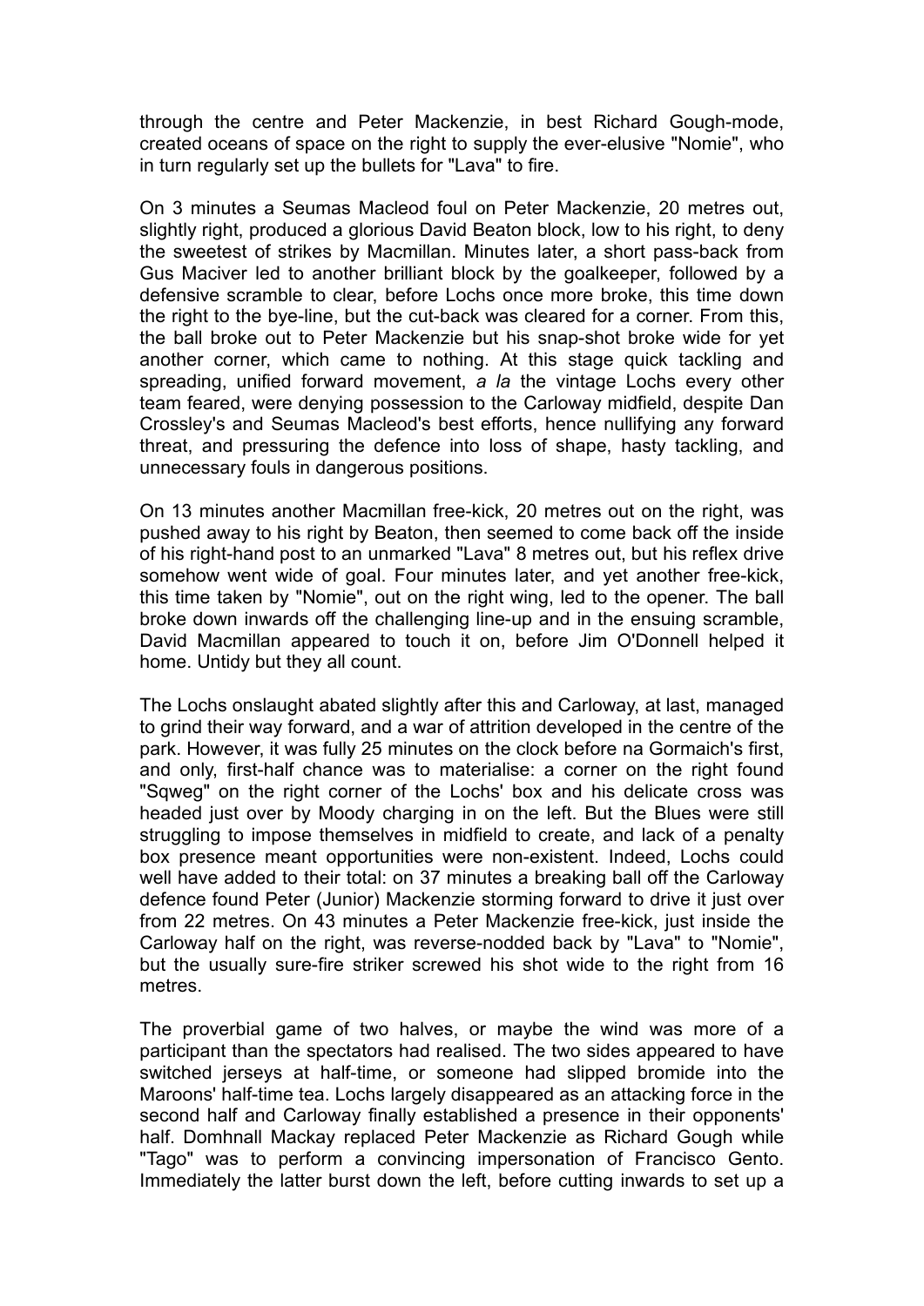through the centre and Peter Mackenzie, in best Richard Gough-mode, created oceans of space on the right to supply the ever-elusive "Nomie", who in turn regularly set up the bullets for "Lava" to fire.

On 3 minutes a Seumas Macleod foul on Peter Mackenzie, 20 metres out, slightly right, produced a glorious David Beaton block, low to his right, to deny the sweetest of strikes by Macmillan. Minutes later, a short pass-back from Gus Maciver led to another brilliant block by the goalkeeper, followed by a defensive scramble to clear, before Lochs once more broke, this time down the right to the bye-line, but the cut-back was cleared for a corner. From this, the ball broke out to Peter Mackenzie but his snap-shot broke wide for yet another corner, which came to nothing. At this stage quick tackling and spreading, unified forward movement, *a la* the vintage Lochs every other team feared, were denying possession to the Carloway midfield, despite Dan Crossley's and Seumas Macleod's best efforts, hence nullifying any forward threat, and pressuring the defence into loss of shape, hasty tackling, and unnecessary fouls in dangerous positions.

On 13 minutes another Macmillan free-kick, 20 metres out on the right, was pushed away to his right by Beaton, then seemed to come back off the inside of his right-hand post to an unmarked "Lava" 8 metres out, but his reflex drive somehow went wide of goal. Four minutes later, and yet another free-kick, this time taken by "Nomie", out on the right wing, led to the opener. The ball broke down inwards off the challenging line-up and in the ensuing scramble, David Macmillan appeared to touch it on, before Jim O'Donnell helped it home. Untidy but they all count.

The Lochs onslaught abated slightly after this and Carloway, at last, managed to grind their way forward, and a war of attrition developed in the centre of the park. However, it was fully 25 minutes on the clock before na Gormaich's first, and only, first-half chance was to materialise: a corner on the right found "Sqweg" on the right corner of the Lochs' box and his delicate cross was headed just over by Moody charging in on the left. But the Blues were still struggling to impose themselves in midfield to create, and lack of a penalty box presence meant opportunities were non-existent. Indeed, Lochs could well have added to their total: on 37 minutes a breaking ball off the Carloway defence found Peter (Junior) Mackenzie storming forward to drive it just over from 22 metres. On 43 minutes a Peter Mackenzie free-kick, just inside the Carloway half on the right, was reverse-nodded back by "Lava" to "Nomie", but the usually sure-fire striker screwed his shot wide to the right from 16 metres.

The proverbial game of two halves, or maybe the wind was more of a participant than the spectators had realised. The two sides appeared to have switched jerseys at half-time, or someone had slipped bromide into the Maroons' half-time tea. Lochs largely disappeared as an attacking force in the second half and Carloway finally established a presence in their opponents' half. Domhnall Mackay replaced Peter Mackenzie as Richard Gough while "Tago" was to perform a convincing impersonation of Francisco Gento. Immediately the latter burst down the left, before cutting inwards to set up a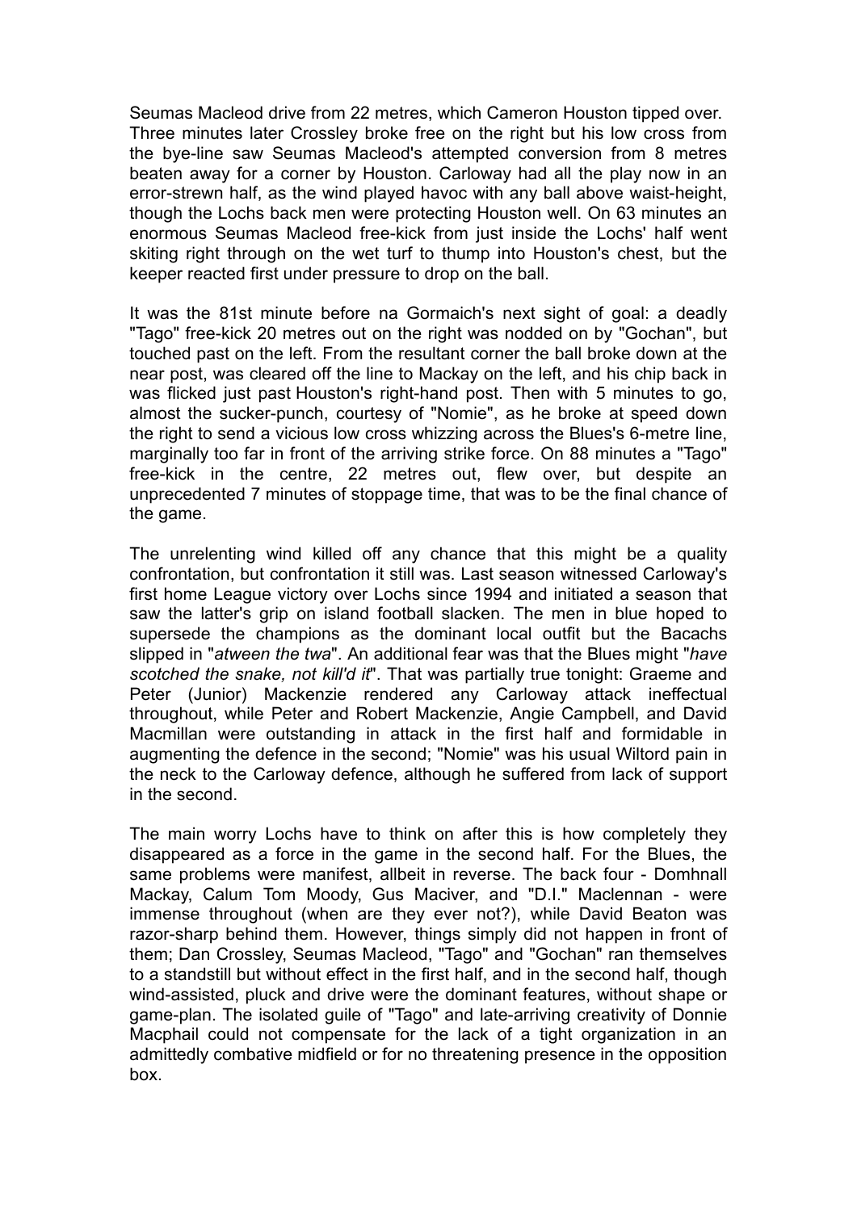Seumas Macleod drive from 22 metres, which Cameron Houston tipped over. Three minutes later Crossley broke free on the right but his low cross from the bye-line saw Seumas Macleod's attempted conversion from 8 metres beaten away for a corner by Houston. Carloway had all the play now in an error-strewn half, as the wind played havoc with any ball above waist-height, though the Lochs back men were protecting Houston well. On 63 minutes an enormous Seumas Macleod free-kick from just inside the Lochs' half went skiting right through on the wet turf to thump into Houston's chest, but the keeper reacted first under pressure to drop on the ball.

It was the 81st minute before na Gormaich's next sight of goal: a deadly "Tago" free-kick 20 metres out on the right was nodded on by "Gochan", but touched past on the left. From the resultant corner the ball broke down at the near post, was cleared off the line to Mackay on the left, and his chip back in was flicked just past Houston's right-hand post. Then with 5 minutes to go, almost the sucker-punch, courtesy of "Nomie", as he broke at speed down the right to send a vicious low cross whizzing across the Blues's 6-metre line, marginally too far in front of the arriving strike force. On 88 minutes a "Tago" free-kick in the centre, 22 metres out, flew over, but despite an unprecedented 7 minutes of stoppage time, that was to be the final chance of the game.

The unrelenting wind killed off any chance that this might be a quality confrontation, but confrontation it still was. Last season witnessed Carloway's first home League victory over Lochs since 1994 and initiated a season that saw the latter's grip on island football slacken. The men in blue hoped to supersede the champions as the dominant local outfit but the Bacachs slipped in "*atween the twa*". An additional fear was that the Blues might "*have scotched the snake, not kill'd it*". That was partially true tonight: Graeme and Peter (Junior) Mackenzie rendered any Carloway attack ineffectual throughout, while Peter and Robert Mackenzie, Angie Campbell, and David Macmillan were outstanding in attack in the first half and formidable in augmenting the defence in the second; "Nomie" was his usual Wiltord pain in the neck to the Carloway defence, although he suffered from lack of support in the second.

The main worry Lochs have to think on after this is how completely they disappeared as a force in the game in the second half. For the Blues, the same problems were manifest, allbeit in reverse. The back four - Domhnall Mackay, Calum Tom Moody, Gus Maciver, and "D.I." Maclennan - were immense throughout (when are they ever not?), while David Beaton was razor-sharp behind them. However, things simply did not happen in front of them; Dan Crossley, Seumas Macleod, "Tago" and "Gochan" ran themselves to a standstill but without effect in the first half, and in the second half, though wind-assisted, pluck and drive were the dominant features, without shape or game-plan. The isolated guile of "Tago" and late-arriving creativity of Donnie Macphail could not compensate for the lack of a tight organization in an admittedly combative midfield or for no threatening presence in the opposition box.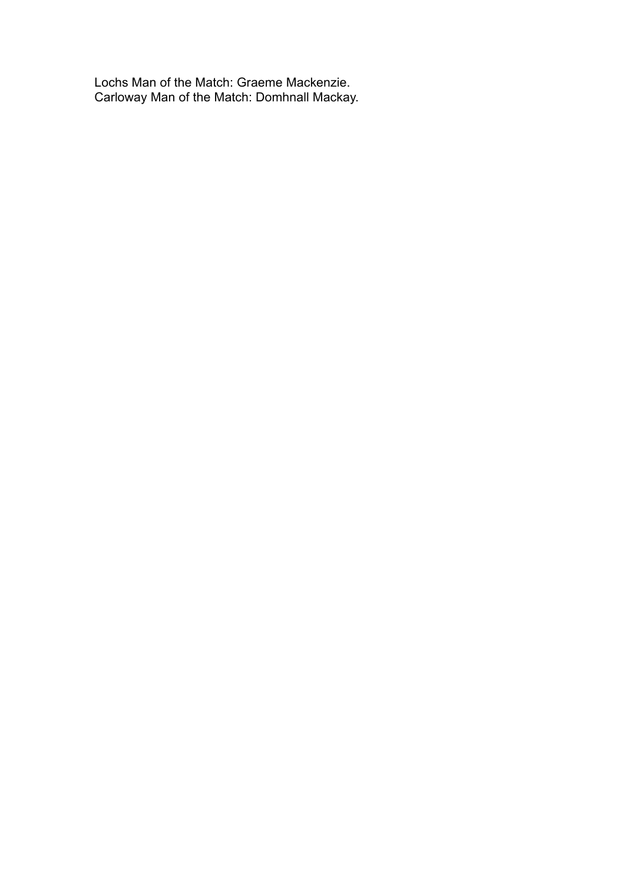Lochs Man of the Match: Graeme Mackenzie.
Carloway Man of the Match: Domhnall Mackay.